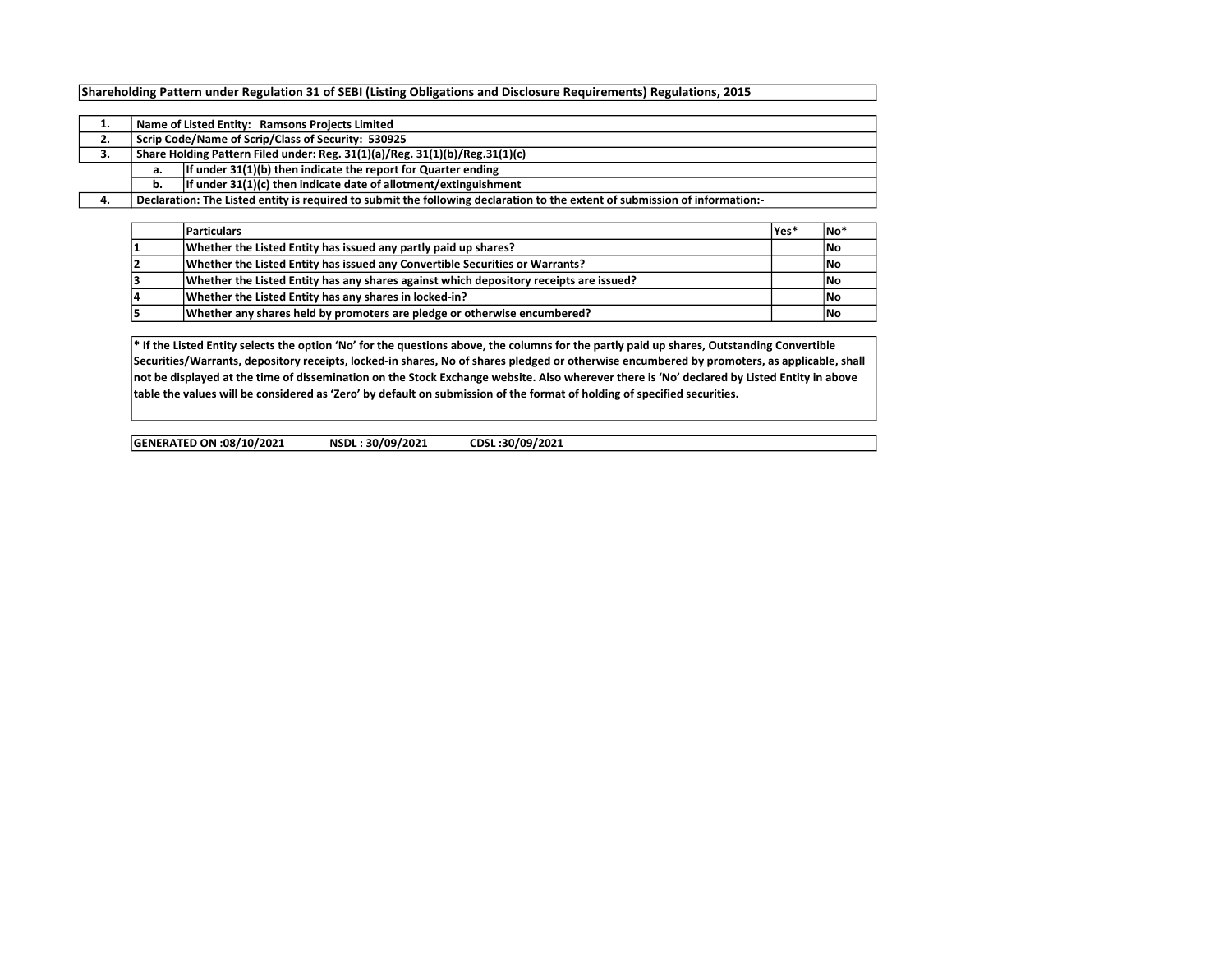**Shareholding Pattern under Regulation 31 of SEBI (Listing Obligations and Disclosure Requirements) Regulations, 2015**

| | | |
|---|---|---|
| **1.** | **Name of Listed Entity: Ramsons Projects Limited** | |
| **2.** | **Scrip Code/Name of Scrip/Class of Security: 530925** | |
| **3.** | **Share Holding Pattern Filed under: Reg. 31(1)(a)/Reg. 31(1)(b)/Reg.31(1)(c)** | |
| | **a.** | **If under 31(1)(b) then indicate the report for Quarter ending** |
| | **b.** | **If under 31(1)(c) then indicate date of allotment/extinguishment** |
| **4.** | **Declaration: The Listed entity is required to submit the following declaration to the extent of submission of information:-** | |

| | **Particulars** | **Yes*** | **No*** |
|---|---|---|---|
| **1** | **Whether the Listed Entity has issued any partly paid up shares?** | | **No** |
| **2** | **Whether the Listed Entity has issued any Convertible Securities or Warrants?** | | **No** |
| **3** | **Whether the Listed Entity has any shares against which depository receipts are issued?** | | **No** |
| **4** | **Whether the Listed Entity has any shares in locked-in?** | | **No** |
| **5** | **Whether any shares held by promoters are pledge or otherwise encumbered?** | | **No** |

**\* If the Listed Entity selects the option 'No' for the questions above, the columns for the partly paid up shares, Outstanding Convertible Securities/Warrants, depository receipts, locked-in shares, No of shares pledged or otherwise encumbered by promoters, as applicable, shall not be displayed at the time of dissemination on the Stock Exchange website. Also wherever there is 'No' declared by Listed Entity in above table the values will be considered as 'Zero' by default on submission of the format of holding of specified securities.**

**GENERATED ON :08/10/2021 NSDL : 30/09/2021 CDSL :30/09/2021**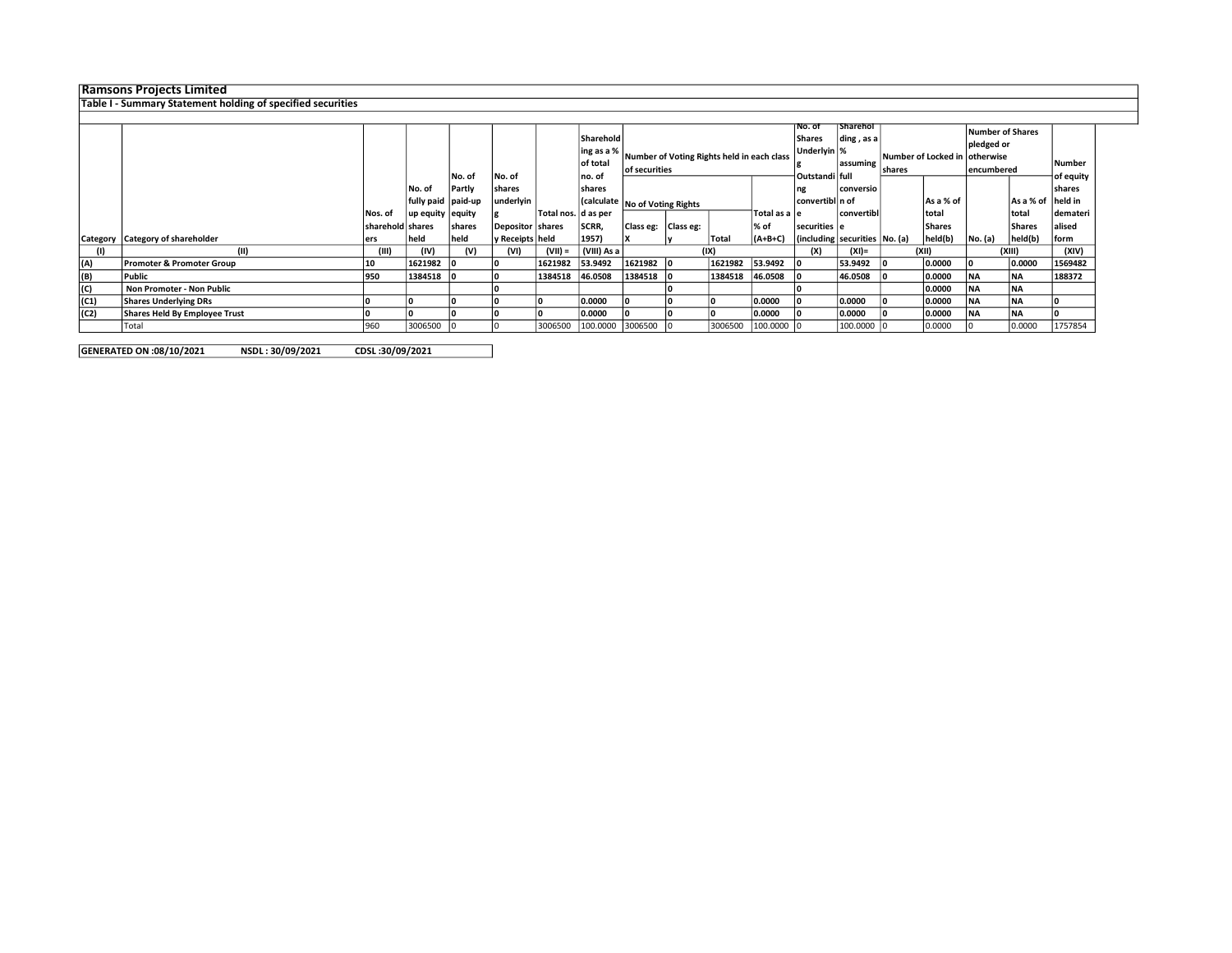# Ramsons Projects Limited

## Table I - Summary Statement holding of specified securities

| Category | Category of shareholder | Nos. of shareholders | No. of fully paid up equity shares held | No. of Partly paid-up equity shares held | No. of shares underlying Depository Receipts | Total nos. shares held | Shareholding as a % of total no. of shares (calculated as per SCRR, 1957) | Number of Voting Rights held in each class of securities | | | | No. of Shares Underlying Outstanding convertible securities (including | Shareholding , as a % assuming full conversion of convertible securities | Number of Locked in shares | | Number of Shares pledged or otherwise encumbered | | Number of equity shares held in dematerialised form |
|---|---|---|---|---|---|---|---|---|---|---|---|---|---|---|---|---|---|---|
| | | | | | | | | No of Voting Rights | | | Total as a % of (A+B+C) | | | No. (a) | As a % of total Shares held(b) | No. (a) | As a % of total Shares held(b) | |
| | | | | | | | | Class eg: X | Class eg: y | Total | | | | | | | | |
| (I) | (II) | (III) | (IV) | (V) | (VI) | (VII) = | (VIII) As a | (IX) | | | | (X) | (XI)= | (XII) | | (XIII) | | (XIV) |
| (A) | Promoter & Promoter Group | 10 | 1621982 | 0 | 0 | 1621982 | 53.9492 | 1621982 | 0 | 1621982 | 53.9492 | 0 | 53.9492 | 0 | 0.0000 | 0 | 0.0000 | 1569482 |
| (B) | Public | 950 | 1384518 | 0 | 0 | 1384518 | 46.0508 | 1384518 | 0 | 1384518 | 46.0508 | 0 | 46.0508 | 0 | 0.0000 | NA | NA | 188372 |
| (C) | Non Promoter - Non Public | | | | 0 | | | | 0 | | | 0 | | | 0.0000 | NA | NA | |
| (C1) | Shares Underlying DRs | 0 | 0 | 0 | 0 | 0 | 0.0000 | 0 | 0 | 0 | 0.0000 | 0 | 0.0000 | 0 | 0.0000 | NA | NA | 0 |
| (C2) | Shares Held By Employee Trust | 0 | 0 | 0 | 0 | 0 | 0.0000 | 0 | 0 | 0 | 0.0000 | 0 | 0.0000 | 0 | 0.0000 | NA | NA | 0 |
| | Total | 960 | 3006500 | 0 | 0 | 3006500 | 100.0000 | 3006500 | 0 | 3006500 | 100.0000 | 0 | 100.0000 | 0 | 0.0000 | 0 | 0.0000 | 1757854 |

GENERATED ON :08/10/2021 NSDL : 30/09/2021 CDSL :30/09/2021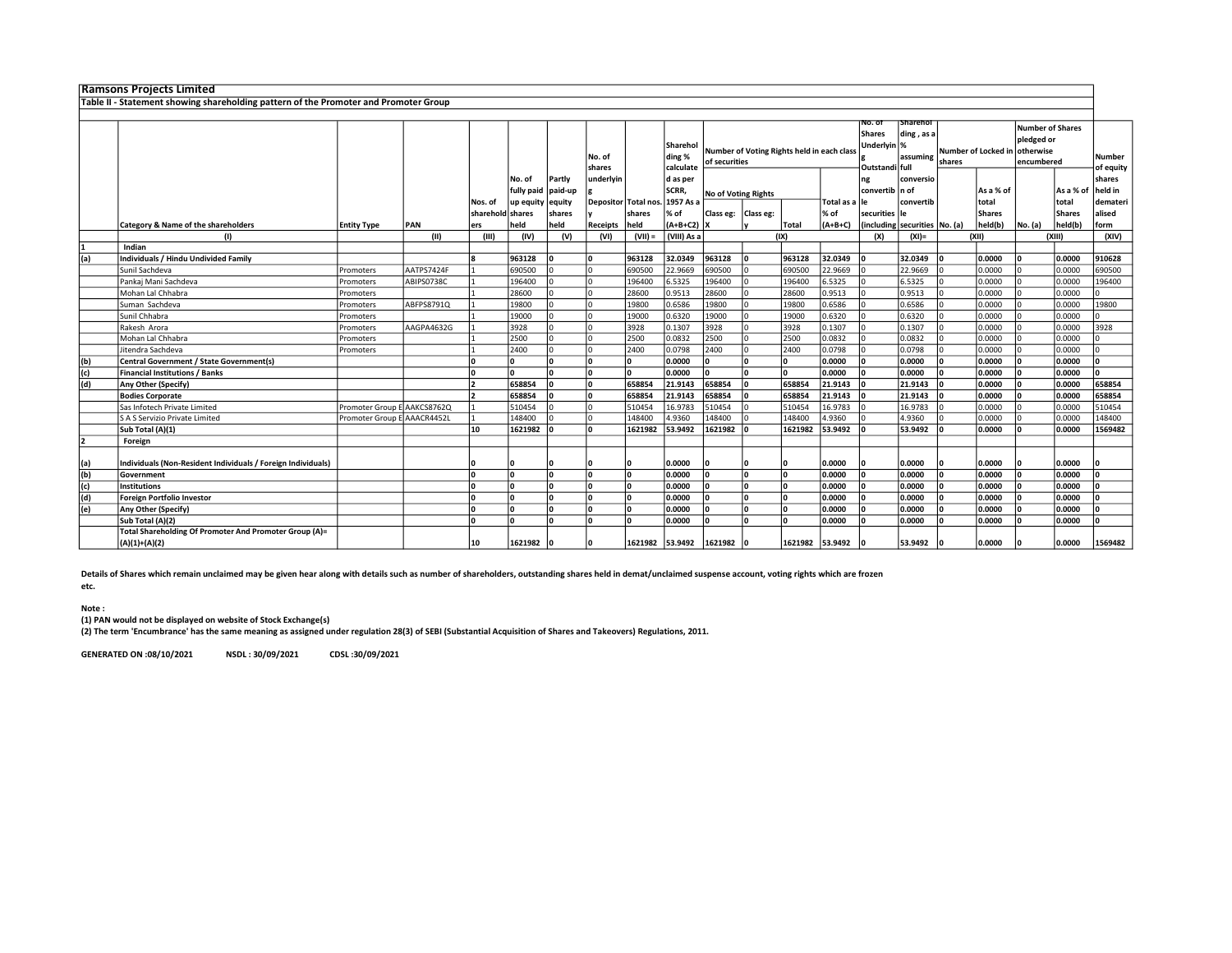## Ramsons Projects Limited

### Table II - Statement showing shareholding pattern of the Promoter and Promoter Group

| | Category & Name of the shareholders | Entity Type | PAN | Nos. of shareholders | No. of fully paid up equity shares held | Partly paid-up equity shares held | No. of shares underlying Depository Receipts | Total nos. shares held | Shareholding % calculated as per SCRR, 1957 As a % of (A+B+C2) | Number of Voting Rights held in each class of securities | | | | No. of Shares Underlying Outstanding convertible securities (including | Shareholding , as a % assuming full conversion of convertible securities | Number of Locked in shares | | Number of Shares pledged or otherwise encumbered | | Number of equity shares held in dematerialised form |
|---|---|---|---|---|---|---|---|---|---|---|---|---|---|---|---|---|---|---|---|---|
| | | | | | | | | | | No of Voting Rights | | | Total as a % of (A+B+C) | | | No. (a) | As a % of total Shares held(b) | No. (a) | As a % of total Shares held(b) | |
| | | | | | | | | | | Class eg: X | Class eg: y | Total | | | | | | | | |
| | (I) | | (II) | (III) | (IV) | (V) | (VI) | (VII) = | (VIII) As a | (IX) | | | | (X) | (XI)= | (XII) | | (XIII) | | (XIV) |
| 1 | Indian | | | | | | | | | | | | | | | | | | | |
| (a) | **Individuals / Hindu Undivided Family** | | | **8** | **963128** | **0** | **0** | **963128** | **32.0349** | **963128** | **0** | **963128** | **32.0349** | **0** | **32.0349** | **0** | **0.0000** | **0** | **0.0000** | **910628** |
| | Sunil Sachdeva | Promoters | AATPS7424F | 1 | 690500 | 0 | 0 | 690500 | 22.9669 | 690500 | 0 | 690500 | 22.9669 | 0 | 22.9669 | 0 | 0.0000 | 0 | 0.0000 | 690500 |
| | Pankaj Mani Sachdeva | Promoters | ABIPS0738C | 1 | 196400 | 0 | 0 | 196400 | 6.5325 | 196400 | 0 | 196400 | 6.5325 | 0 | 6.5325 | 0 | 0.0000 | 0 | 0.0000 | 196400 |
| | Mohan Lal Chhabra | Promoters | | 1 | 28600 | 0 | 0 | 28600 | 0.9513 | 28600 | 0 | 28600 | 0.9513 | 0 | 0.9513 | 0 | 0.0000 | 0 | 0.0000 | 0 |
| | Suman Sachdeva | Promoters | ABFPS8791Q | 1 | 19800 | 0 | 0 | 19800 | 0.6586 | 19800 | 0 | 19800 | 0.6586 | 0 | 0.6586 | 0 | 0.0000 | 0 | 0.0000 | 19800 |
| | Sunil Chhabra | Promoters | | 1 | 19000 | 0 | 0 | 19000 | 0.6320 | 19000 | 0 | 19000 | 0.6320 | 0 | 0.6320 | 0 | 0.0000 | 0 | 0.0000 | 0 |
| | Rakesh Arora | Promoters | AAGPA4632G | 1 | 3928 | 0 | 0 | 3928 | 0.1307 | 3928 | 0 | 3928 | 0.1307 | 0 | 0.1307 | 0 | 0.0000 | 0 | 0.0000 | 3928 |
| | Mohan Lal Chhabra | Promoters | | 1 | 2500 | 0 | 0 | 2500 | 0.0832 | 2500 | 0 | 2500 | 0.0832 | 0 | 0.0832 | 0 | 0.0000 | 0 | 0.0000 | 0 |
| | Jitendra Sachdeva | Promoters | | 1 | 2400 | 0 | 0 | 2400 | 0.0798 | 2400 | 0 | 2400 | 0.0798 | 0 | 0.0798 | 0 | 0.0000 | 0 | 0.0000 | 0 |
| (b) | **Central Government / State Government(s)** | | | **0** | **0** | **0** | **0** | **0** | **0.0000** | **0** | **0** | **0** | **0.0000** | **0** | **0.0000** | **0** | **0.0000** | **0** | **0.0000** | **0** |
| (c) | **Financial Institutions / Banks** | | | **0** | **0** | **0** | **0** | **0** | **0.0000** | **0** | **0** | **0** | **0.0000** | **0** | **0.0000** | **0** | **0.0000** | **0** | **0.0000** | **0** |
| (d) | **Any Other (Specify)** | | | **2** | **658854** | **0** | **0** | **658854** | **21.9143** | **658854** | **0** | **658854** | **21.9143** | **0** | **21.9143** | **0** | **0.0000** | **0** | **0.0000** | **658854** |
| | **Bodies Corporate** | | | **2** | **658854** | **0** | **0** | **658854** | **21.9143** | **658854** | **0** | **658854** | **21.9143** | **0** | **21.9143** | **0** | **0.0000** | **0** | **0.0000** | **658854** |
| | Sas Infotech Private Limited | Promoter Group E | AAKCS8762Q | 1 | 510454 | 0 | 0 | 510454 | 16.9783 | 510454 | 0 | 510454 | 16.9783 | 0 | 16.9783 | 0 | 0.0000 | 0 | 0.0000 | 510454 |
| | S A S Servizio Private Limited | Promoter Group E | AAACR4452L | 1 | 148400 | 0 | 0 | 148400 | 4.9360 | 148400 | 0 | 148400 | 4.9360 | 0 | 4.9360 | 0 | 0.0000 | 0 | 0.0000 | 148400 |
| | **Sub Total (A)(1)** | | | **10** | **1621982** | **0** | **0** | **1621982** | **53.9492** | **1621982** | **0** | **1621982** | **53.9492** | **0** | **53.9492** | **0** | **0.0000** | **0** | **0.0000** | **1569482** |
| 2 | Foreign | | | | | | | | | | | | | | | | | | | |
| (a) | **Individuals (Non-Resident Individuals / Foreign Individuals)** | | | **0** | **0** | **0** | **0** | **0** | **0.0000** | **0** | **0** | **0** | **0.0000** | **0** | **0.0000** | **0** | **0.0000** | **0** | **0.0000** | **0** |
| (b) | **Government** | | | **0** | **0** | **0** | **0** | **0** | **0.0000** | **0** | **0** | **0** | **0.0000** | **0** | **0.0000** | **0** | **0.0000** | **0** | **0.0000** | **0** |
| (c) | **Institutions** | | | **0** | **0** | **0** | **0** | **0** | **0.0000** | **0** | **0** | **0** | **0.0000** | **0** | **0.0000** | **0** | **0.0000** | **0** | **0.0000** | **0** |
| (d) | **Foreign Portfolio Investor** | | | **0** | **0** | **0** | **0** | **0** | **0.0000** | **0** | **0** | **0** | **0.0000** | **0** | **0.0000** | **0** | **0.0000** | **0** | **0.0000** | **0** |
| (e) | **Any Other (Specify)** | | | **0** | **0** | **0** | **0** | **0** | **0.0000** | **0** | **0** | **0** | **0.0000** | **0** | **0.0000** | **0** | **0.0000** | **0** | **0.0000** | **0** |
| | **Sub Total (A)(2)** | | | **0** | **0** | **0** | **0** | **0** | **0.0000** | **0** | **0** | **0** | **0.0000** | **0** | **0.0000** | **0** | **0.0000** | **0** | **0.0000** | **0** |
| | **Total Shareholding Of Promoter And Promoter Group (A)= (A)(1)+(A)(2)** | | | **10** | **1621982** | **0** | **0** | **1621982** | **53.9492** | **1621982** | **0** | **1621982** | **53.9492** | **0** | **53.9492** | **0** | **0.0000** | **0** | **0.0000** | **1569482** |

**Details of Shares which remain unclaimed may be given hear along with details such as number of shareholders, outstanding shares held in demat/unclaimed suspense account, voting rights which are frozen etc.**

**Note :**

**(1) PAN would not be displayed on website of Stock Exchange(s)**

**(2) The term 'Encumbrance' has the same meaning as assigned under regulation 28(3) of SEBI (Substantial Acquisition of Shares and Takeovers) Regulations, 2011.**

**GENERATED ON :08/10/2021 NSDL : 30/09/2021 CDSL :30/09/2021**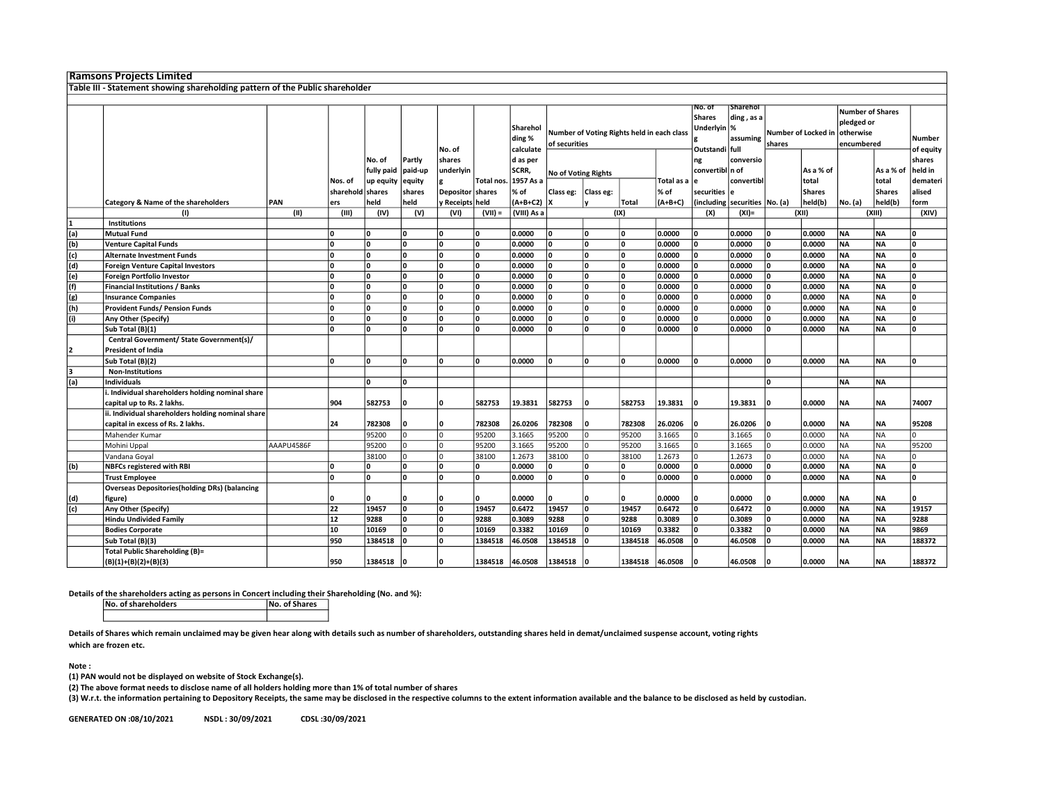## Ramsons Projects Limited

### Table III - Statement showing shareholding pattern of the Public shareholder

| | Category & Name of the shareholders | PAN | Nos. of shareholders | No. of fully paid up equity shares held | Partly paid-up equity shares held | No. of shares underlying Depository Receipts | Total nos. shares held | Shareholding % calculated as per SCRR, 1957 As a % of (A+B+C2) | Number of Voting Rights held in each class of securities | | | | No. of Shares Underlying Outstanding convertible securities (including | Shareholding , as a % assuming full conversion of convertible securities | Number of Locked in shares | | Number of Shares pledged or otherwise encumbered | | Number of equity shares held in dematerialised form |
|---|---|---|---|---|---|---|---|---|---|---|---|---|---|---|---|---|---|---|---|
| | | | | | | | | | No of Voting Rights | | | Total as a % of (A+B+C) | | | No. (a) | As a % of total Shares held(b) | No. (a) | As a % of total Shares held(b) | |
| | | | | | | | | | Class eg: X | Class eg: y | Total | | | | | | | | |
| | (I) | (II) | (III) | (IV) | (V) | (VI) | (VII) = | (VIII) As a | (IX) | | | | (X) | (XI)= | (XII) | | (XIII) | | (XIV) |
| 1 | Institutions | | | | | | | | | | | | | | | | | | |
| (a) | Mutual Fund | | 0 | 0 | 0 | 0 | 0 | 0.0000 | 0 | 0 | 0 | 0.0000 | 0 | 0.0000 | 0 | 0.0000 | NA | NA | 0 |
| (b) | Venture Capital Funds | | 0 | 0 | 0 | 0 | 0 | 0.0000 | 0 | 0 | 0 | 0.0000 | 0 | 0.0000 | 0 | 0.0000 | NA | NA | 0 |
| (c) | Alternate Investment Funds | | 0 | 0 | 0 | 0 | 0 | 0.0000 | 0 | 0 | 0 | 0.0000 | 0 | 0.0000 | 0 | 0.0000 | NA | NA | 0 |
| (d) | Foreign Venture Capital Investors | | 0 | 0 | 0 | 0 | 0 | 0.0000 | 0 | 0 | 0 | 0.0000 | 0 | 0.0000 | 0 | 0.0000 | NA | NA | 0 |
| (e) | Foreign Portfolio Investor | | 0 | 0 | 0 | 0 | 0 | 0.0000 | 0 | 0 | 0 | 0.0000 | 0 | 0.0000 | 0 | 0.0000 | NA | NA | 0 |
| (f) | Financial Institutions / Banks | | 0 | 0 | 0 | 0 | 0 | 0.0000 | 0 | 0 | 0 | 0.0000 | 0 | 0.0000 | 0 | 0.0000 | NA | NA | 0 |
| (g) | Insurance Companies | | 0 | 0 | 0 | 0 | 0 | 0.0000 | 0 | 0 | 0 | 0.0000 | 0 | 0.0000 | 0 | 0.0000 | NA | NA | 0 |
| (h) | Provident Funds/ Pension Funds | | 0 | 0 | 0 | 0 | 0 | 0.0000 | 0 | 0 | 0 | 0.0000 | 0 | 0.0000 | 0 | 0.0000 | NA | NA | 0 |
| (i) | Any Other (Specify) | | 0 | 0 | 0 | 0 | 0 | 0.0000 | 0 | 0 | 0 | 0.0000 | 0 | 0.0000 | 0 | 0.0000 | NA | NA | 0 |
| | Sub Total (B)(1) | | 0 | 0 | 0 | 0 | 0 | 0.0000 | 0 | 0 | 0 | 0.0000 | 0 | 0.0000 | 0 | 0.0000 | NA | NA | 0 |
| 2 | Central Government/ State Government(s)/ President of India | | | | | | | | | | | | | | | | | | |
| | Sub Total (B)(2) | | 0 | 0 | 0 | 0 | 0 | 0.0000 | 0 | 0 | 0 | 0.0000 | 0 | 0.0000 | 0 | 0.0000 | NA | NA | 0 |
| 3 | Non-Institutions | | | | | | | | | | | | | | | | | | |
| (a) | Individuals | | | 0 | 0 | | | | | | | | | | 0 | | NA | NA | |
| | i. Individual shareholders holding nominal share capital up to Rs. 2 lakhs. | | 904 | 582753 | 0 | 0 | 582753 | 19.3831 | 582753 | 0 | 582753 | 19.3831 | 0 | 19.3831 | 0 | 0.0000 | NA | NA | 74007 |
| | ii. Individual shareholders holding nominal share capital in excess of Rs. 2 lakhs. | | 24 | 782308 | 0 | 0 | 782308 | 26.0206 | 782308 | 0 | 782308 | 26.0206 | 0 | 26.0206 | 0 | 0.0000 | NA | NA | 95208 |
| | Mahender Kumar | | | 95200 | 0 | 0 | 95200 | 3.1665 | 95200 | 0 | 95200 | 3.1665 | 0 | 3.1665 | 0 | 0.0000 | NA | NA | 0 |
| | Mohini Uppal | AAAPU4586F | | 95200 | 0 | 0 | 95200 | 3.1665 | 95200 | 0 | 95200 | 3.1665 | 0 | 3.1665 | 0 | 0.0000 | NA | NA | 95200 |
| | Vandana Goyal | | | 38100 | 0 | 0 | 38100 | 1.2673 | 38100 | 0 | 38100 | 1.2673 | 0 | 1.2673 | 0 | 0.0000 | NA | NA | 0 |
| (b) | NBFCs registered with RBI | | 0 | 0 | 0 | 0 | 0 | 0.0000 | 0 | 0 | 0 | 0.0000 | 0 | 0.0000 | 0 | 0.0000 | NA | NA | 0 |
| | Trust Employee | | 0 | 0 | 0 | 0 | 0 | 0.0000 | 0 | 0 | 0 | 0.0000 | 0 | 0.0000 | 0 | 0.0000 | NA | NA | 0 |
| (d) | Overseas Depositories(holding DRs) (balancing figure) | | 0 | 0 | 0 | 0 | 0 | 0.0000 | 0 | 0 | 0 | 0.0000 | 0 | 0.0000 | 0 | 0.0000 | NA | NA | 0 |
| (c) | Any Other (Specify) | | 22 | 19457 | 0 | 0 | 19457 | 0.6472 | 19457 | 0 | 19457 | 0.6472 | 0 | 0.6472 | 0 | 0.0000 | NA | NA | 19157 |
| | Hindu Undivided Family | | 12 | 9288 | 0 | 0 | 9288 | 0.3089 | 9288 | 0 | 9288 | 0.3089 | 0 | 0.3089 | 0 | 0.0000 | NA | NA | 9288 |
| | Bodies Corporate | | 10 | 10169 | 0 | 0 | 10169 | 0.3382 | 10169 | 0 | 10169 | 0.3382 | 0 | 0.3382 | 0 | 0.0000 | NA | NA | 9869 |
| | Sub Total (B)(3) | | 950 | 1384518 | 0 | 0 | 1384518 | 46.0508 | 1384518 | 0 | 1384518 | 46.0508 | 0 | 46.0508 | 0 | 0.0000 | NA | NA | 188372 |
| | Total Public Shareholding (B)= (B)(1)+(B)(2)+(B)(3) | | 950 | 1384518 | 0 | 0 | 1384518 | 46.0508 | 1384518 | 0 | 1384518 | 46.0508 | 0 | 46.0508 | 0 | 0.0000 | NA | NA | 188372 |

**Details of the shareholders acting as persons in Concert including their Shareholding (No. and %):**

| No. of shareholders | No. of Shares |
|---|---|
| | |

**Details of Shares which remain unclaimed may be given hear along with details such as number of shareholders, outstanding shares held in demat/unclaimed suspense account, voting rights which are frozen etc.**

**Note :**

**(1) PAN would not be displayed on website of Stock Exchange(s).**

**(2) The above format needs to disclose name of all holders holding more than 1% of total number of shares**

**(3) W.r.t. the information pertaining to Depository Receipts, the same may be disclosed in the respective columns to the extent information available and the balance to be disclosed as held by custodian.**

**GENERATED ON :08/10/2021 NSDL : 30/09/2021 CDSL :30/09/2021**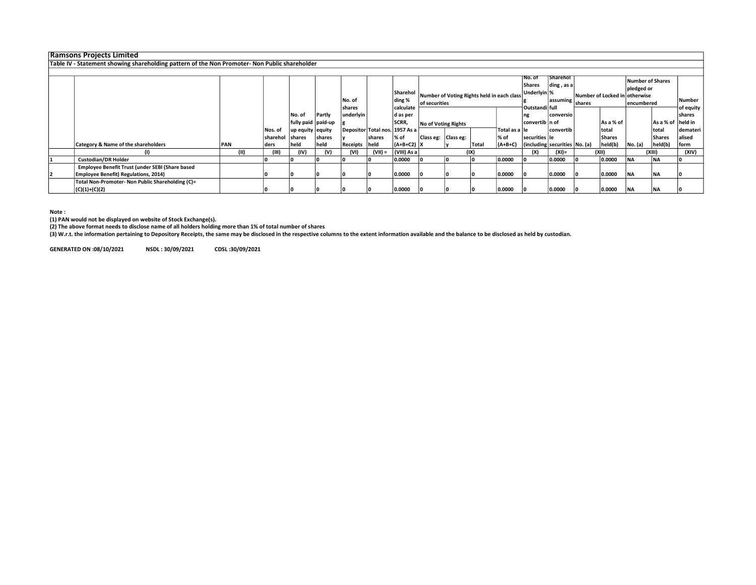## Ramsons Projects Limited

### Table IV - Statement showing shareholding pattern of the Non Promoter- Non Public shareholder

| | Category & Name of the shareholders | PAN | Nos. of shareholders | No. of fully paid up equity shares held | Partly paid-up equity shares held | No. of shares underlying Depository Receipts | Total nos. shares held | Shareholding % calculated as per SCRR, 1957 As a % of (A+B+C2) | Number of Voting Rights held in each class of securities | | | | No. of Shares Underlying Outstanding convertible securities (including | Shareholding , as a % assuming full conversion of convertible securities | Number of Locked in shares | | Number of Shares pledged or otherwise encumbered | | Number of equity shares held in dematerialised form |
|---|---|---|---|---|---|---|---|---|---|---|---|---|---|---|---|---|---|---|---|
| | | | | | | | | | No of Voting Rights | | | Total as a % of (A+B+C) | | | No. (a) | As a % of total Shares held(b) | No. (a) | As a % of total Shares held(b) | |
| | | | | | | | | | Class eg: X | Class eg: y | Total | | | | | | | | |
| | (I) | (II) | (III) | (IV) | (V) | (VI) | (VII) = | (VIII) As a | (IX) | | | | (X) | (XI)= | (XII) | | (XIII) | | (XIV) |
| 1 | Custodian/DR Holder | | 0 | 0 | 0 | 0 | 0 | 0.0000 | 0 | 0 | 0 | 0.0000 | 0 | 0.0000 | 0 | 0.0000 | NA | NA | 0 |
| 2 | Employee Benefit Trust (under SEBI (Share based Employee Benefit) Regulations, 2014) | | 0 | 0 | 0 | 0 | 0 | 0.0000 | 0 | 0 | 0 | 0.0000 | 0 | 0.0000 | 0 | 0.0000 | NA | NA | 0 |
| | Total Non-Promoter- Non Public Shareholding (C)= (C)(1)+(C)(2) | | 0 | 0 | 0 | 0 | 0 | 0.0000 | 0 | 0 | 0 | 0.0000 | 0 | 0.0000 | 0 | 0.0000 | NA | NA | 0 |

**Note :**

**(1) PAN would not be displayed on website of Stock Exchange(s).**

**(2) The above format needs to disclose name of all holders holding more than 1% of total number of shares**

**(3) W.r.t. the information pertaining to Depository Receipts, the same may be disclosed in the respective columns to the extent information available and the balance to be disclosed as held by custodian.**

**GENERATED ON :08/10/2021 NSDL : 30/09/2021 CDSL :30/09/2021**